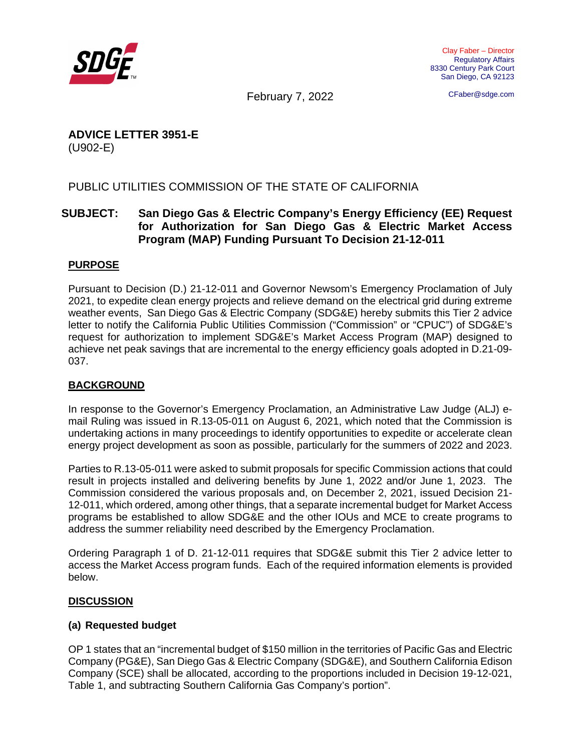SDGE

Clay Faber – Director
Regulatory Affairs
8330 Century Park Court
San Diego, CA 92123

CFaber@sdge.com

February 7, 2022

**ADVICE LETTER 3951-E**
(U902-E)

PUBLIC UTILITIES COMMISSION OF THE STATE OF CALIFORNIA

**SUBJECT: San Diego Gas & Electric Company's Energy Efficiency (EE) Request for Authorization for San Diego Gas & Electric Market Access Program (MAP) Funding Pursuant To Decision 21-12-011**

## PURPOSE

Pursuant to Decision (D.) 21-12-011 and Governor Newsom's Emergency Proclamation of July 2021, to expedite clean energy projects and relieve demand on the electrical grid during extreme weather events, San Diego Gas & Electric Company (SDG&E) hereby submits this Tier 2 advice letter to notify the California Public Utilities Commission ("Commission" or "CPUC") of SDG&E's request for authorization to implement SDG&E's Market Access Program (MAP) designed to achieve net peak savings that are incremental to the energy efficiency goals adopted in D.21-09-037.

## BACKGROUND

In response to the Governor's Emergency Proclamation, an Administrative Law Judge (ALJ) e-mail Ruling was issued in R.13-05-011 on August 6, 2021, which noted that the Commission is undertaking actions in many proceedings to identify opportunities to expedite or accelerate clean energy project development as soon as possible, particularly for the summers of 2022 and 2023.

Parties to R.13-05-011 were asked to submit proposals for specific Commission actions that could result in projects installed and delivering benefits by June 1, 2022 and/or June 1, 2023. The Commission considered the various proposals and, on December 2, 2021, issued Decision 21-12-011, which ordered, among other things, that a separate incremental budget for Market Access programs be established to allow SDG&E and the other IOUs and MCE to create programs to address the summer reliability need described by the Emergency Proclamation.

Ordering Paragraph 1 of D. 21-12-011 requires that SDG&E submit this Tier 2 advice letter to access the Market Access program funds. Each of the required information elements is provided below.

## DISCUSSION

### (a) Requested budget

OP 1 states that an "incremental budget of $150 million in the territories of Pacific Gas and Electric Company (PG&E), San Diego Gas & Electric Company (SDG&E), and Southern California Edison Company (SCE) shall be allocated, according to the proportions included in Decision 19-12-021, Table 1, and subtracting Southern California Gas Company's portion".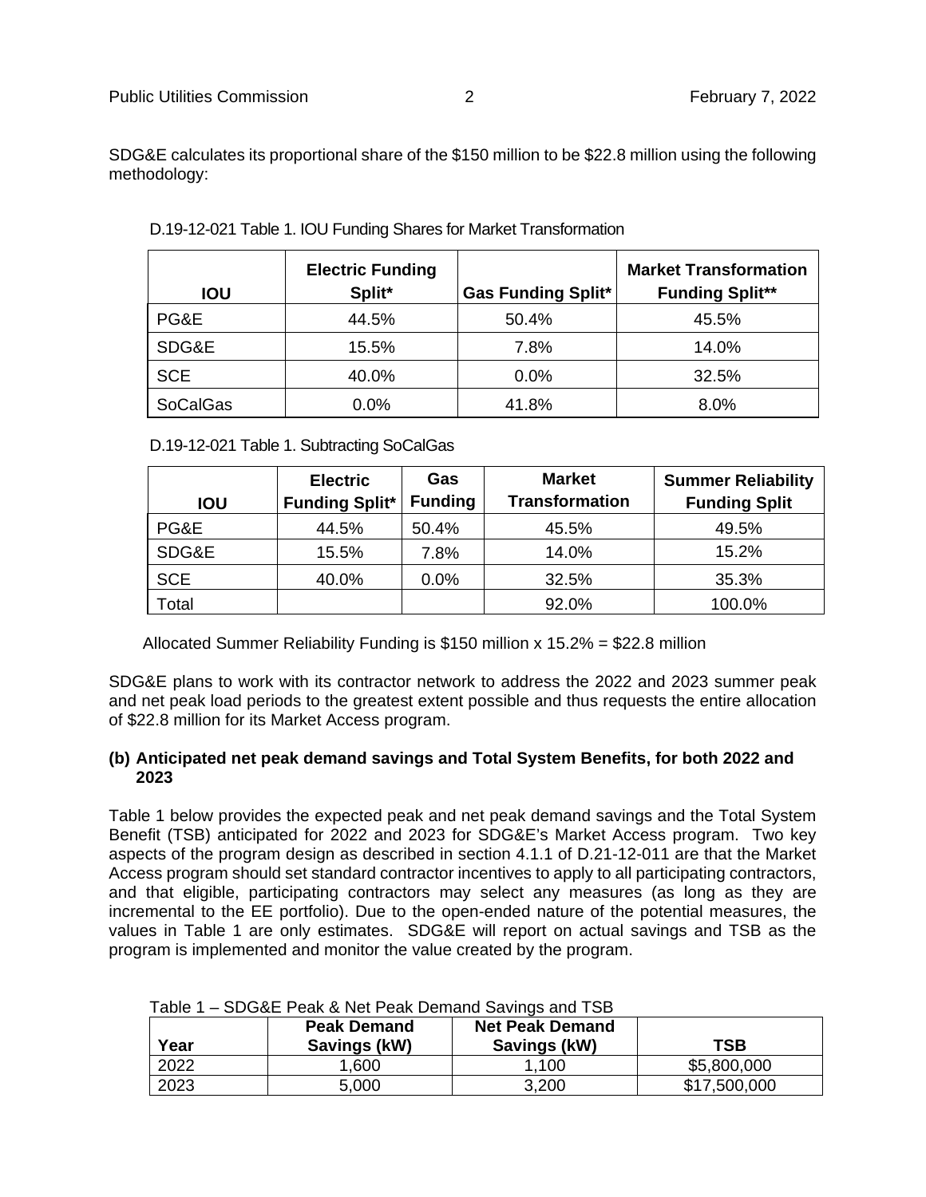SDG&E calculates its proportional share of the $150 million to be $22.8 million using the following methodology:

D.19-12-021 Table 1. IOU Funding Shares for Market Transformation

| IOU | Electric Funding Split* | Gas Funding Split* | Market Transformation Funding Split** |
|---|---|---|---|
| PG&E | 44.5% | 50.4% | 45.5% |
| SDG&E | 15.5% | 7.8% | 14.0% |
| SCE | 40.0% | 0.0% | 32.5% |
| SoCalGas | 0.0% | 41.8% | 8.0% |

D.19-12-021 Table 1. Subtracting SoCalGas

| IOU | Electric Funding Split* | Gas Funding | Market Transformation | Summer Reliability Funding Split |
|---|---|---|---|---|
| PG&E | 44.5% | 50.4% | 45.5% | 49.5% |
| SDG&E | 15.5% | 7.8% | 14.0% | 15.2% |
| SCE | 40.0% | 0.0% | 32.5% | 35.3% |
| Total | | | 92.0% | 100.0% |

Allocated Summer Reliability Funding is $150 million x 15.2% = $22.8 million

SDG&E plans to work with its contractor network to address the 2022 and 2023 summer peak and net peak load periods to the greatest extent possible and thus requests the entire allocation of $22.8 million for its Market Access program.

**(b) Anticipated net peak demand savings and Total System Benefits, for both 2022 and 2023**

Table 1 below provides the expected peak and net peak demand savings and the Total System Benefit (TSB) anticipated for 2022 and 2023 for SDG&E's Market Access program. Two key aspects of the program design as described in section 4.1.1 of D.21-12-011 are that the Market Access program should set standard contractor incentives to apply to all participating contractors, and that eligible, participating contractors may select any measures (as long as they are incremental to the EE portfolio). Due to the open-ended nature of the potential measures, the values in Table 1 are only estimates. SDG&E will report on actual savings and TSB as the program is implemented and monitor the value created by the program.

Table 1 – SDG&E Peak & Net Peak Demand Savings and TSB

| Year | Peak Demand Savings (kW) | Net Peak Demand Savings (kW) | TSB |
|---|---|---|---|
| 2022 | 1,600 | 1,100 | $5,800,000 |
| 2023 | 5,000 | 3,200 | $17,500,000 |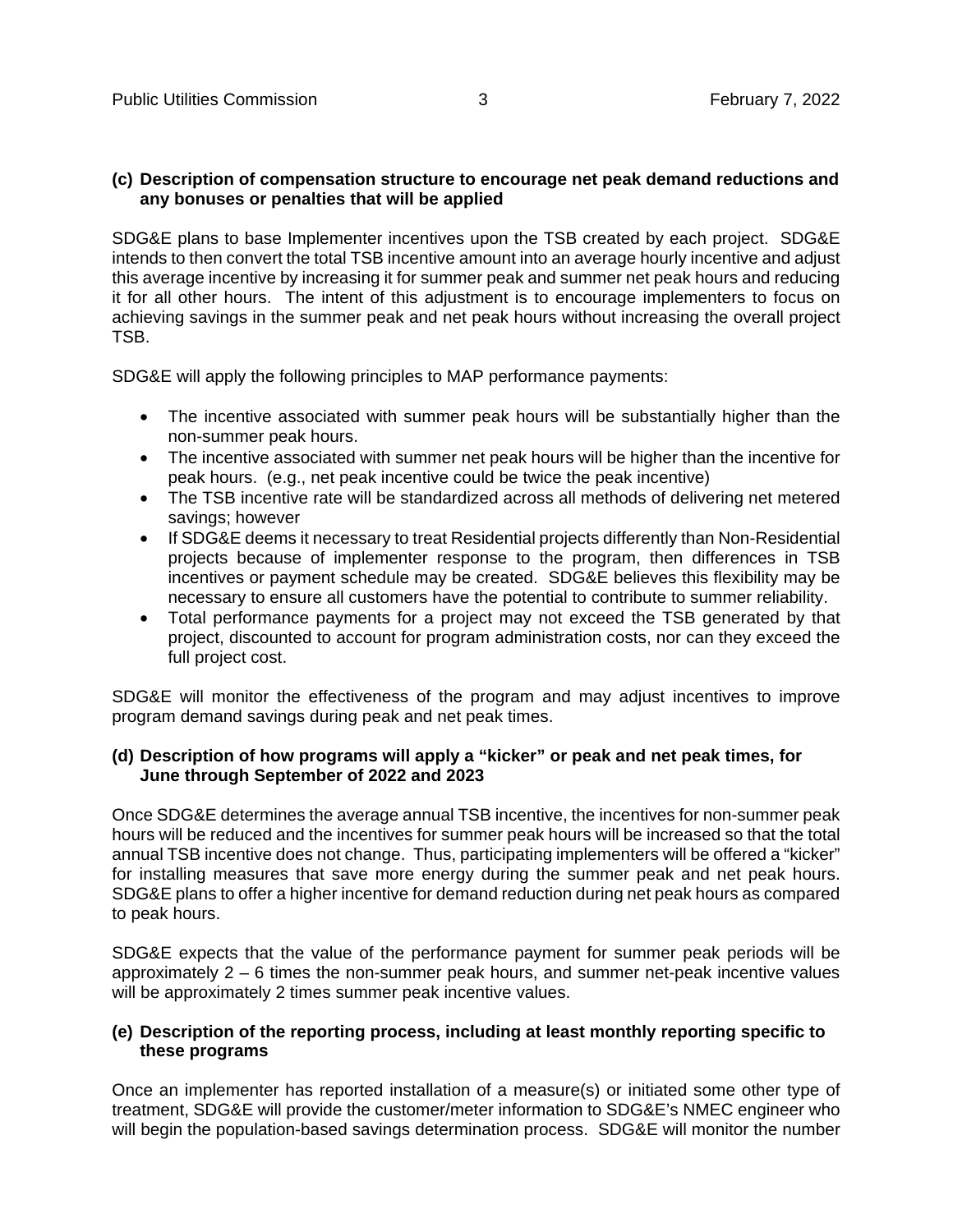**(c) Description of compensation structure to encourage net peak demand reductions and any bonuses or penalties that will be applied**

SDG&E plans to base Implementer incentives upon the TSB created by each project. SDG&E intends to then convert the total TSB incentive amount into an average hourly incentive and adjust this average incentive by increasing it for summer peak and summer net peak hours and reducing it for all other hours. The intent of this adjustment is to encourage implementers to focus on achieving savings in the summer peak and net peak hours without increasing the overall project TSB.

SDG&E will apply the following principles to MAP performance payments:

- The incentive associated with summer peak hours will be substantially higher than the non-summer peak hours.
- The incentive associated with summer net peak hours will be higher than the incentive for peak hours. (e.g., net peak incentive could be twice the peak incentive)
- The TSB incentive rate will be standardized across all methods of delivering net metered savings; however
- If SDG&E deems it necessary to treat Residential projects differently than Non-Residential projects because of implementer response to the program, then differences in TSB incentives or payment schedule may be created. SDG&E believes this flexibility may be necessary to ensure all customers have the potential to contribute to summer reliability.
- Total performance payments for a project may not exceed the TSB generated by that project, discounted to account for program administration costs, nor can they exceed the full project cost.

SDG&E will monitor the effectiveness of the program and may adjust incentives to improve program demand savings during peak and net peak times.

**(d) Description of how programs will apply a "kicker" or peak and net peak times, for June through September of 2022 and 2023**

Once SDG&E determines the average annual TSB incentive, the incentives for non-summer peak hours will be reduced and the incentives for summer peak hours will be increased so that the total annual TSB incentive does not change. Thus, participating implementers will be offered a "kicker" for installing measures that save more energy during the summer peak and net peak hours. SDG&E plans to offer a higher incentive for demand reduction during net peak hours as compared to peak hours.

SDG&E expects that the value of the performance payment for summer peak periods will be approximately 2 – 6 times the non-summer peak hours, and summer net-peak incentive values will be approximately 2 times summer peak incentive values.

**(e) Description of the reporting process, including at least monthly reporting specific to these programs**

Once an implementer has reported installation of a measure(s) or initiated some other type of treatment, SDG&E will provide the customer/meter information to SDG&E's NMEC engineer who will begin the population-based savings determination process. SDG&E will monitor the number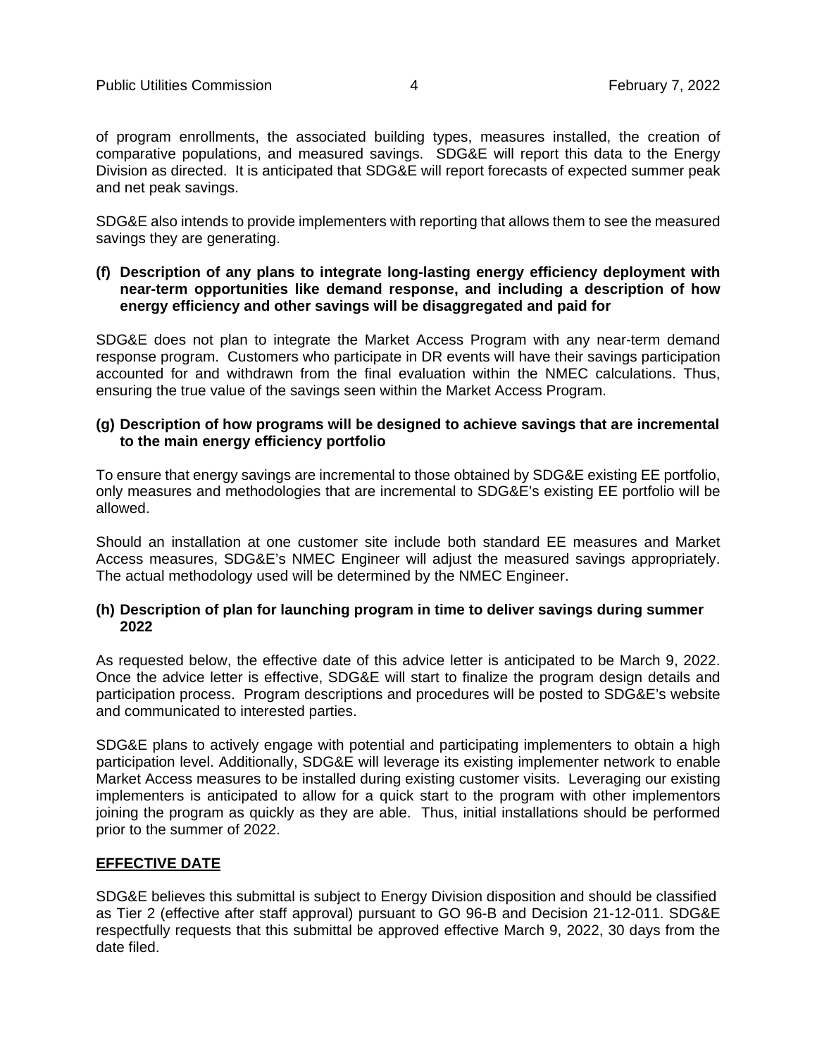of program enrollments, the associated building types, measures installed, the creation of comparative populations, and measured savings. SDG&E will report this data to the Energy Division as directed. It is anticipated that SDG&E will report forecasts of expected summer peak and net peak savings.

SDG&E also intends to provide implementers with reporting that allows them to see the measured savings they are generating.

**(f) Description of any plans to integrate long-lasting energy efficiency deployment with near-term opportunities like demand response, and including a description of how energy efficiency and other savings will be disaggregated and paid for**

SDG&E does not plan to integrate the Market Access Program with any near-term demand response program. Customers who participate in DR events will have their savings participation accounted for and withdrawn from the final evaluation within the NMEC calculations. Thus, ensuring the true value of the savings seen within the Market Access Program.

**(g) Description of how programs will be designed to achieve savings that are incremental to the main energy efficiency portfolio**

To ensure that energy savings are incremental to those obtained by SDG&E existing EE portfolio, only measures and methodologies that are incremental to SDG&E's existing EE portfolio will be allowed.

Should an installation at one customer site include both standard EE measures and Market Access measures, SDG&E's NMEC Engineer will adjust the measured savings appropriately. The actual methodology used will be determined by the NMEC Engineer.

**(h) Description of plan for launching program in time to deliver savings during summer 2022**

As requested below, the effective date of this advice letter is anticipated to be March 9, 2022. Once the advice letter is effective, SDG&E will start to finalize the program design details and participation process. Program descriptions and procedures will be posted to SDG&E's website and communicated to interested parties.

SDG&E plans to actively engage with potential and participating implementers to obtain a high participation level. Additionally, SDG&E will leverage its existing implementer network to enable Market Access measures to be installed during existing customer visits. Leveraging our existing implementers is anticipated to allow for a quick start to the program with other implementors joining the program as quickly as they are able. Thus, initial installations should be performed prior to the summer of 2022.

## EFFECTIVE DATE

SDG&E believes this submittal is subject to Energy Division disposition and should be classified as Tier 2 (effective after staff approval) pursuant to GO 96-B and Decision 21-12-011. SDG&E respectfully requests that this submittal be approved effective March 9, 2022, 30 days from the date filed.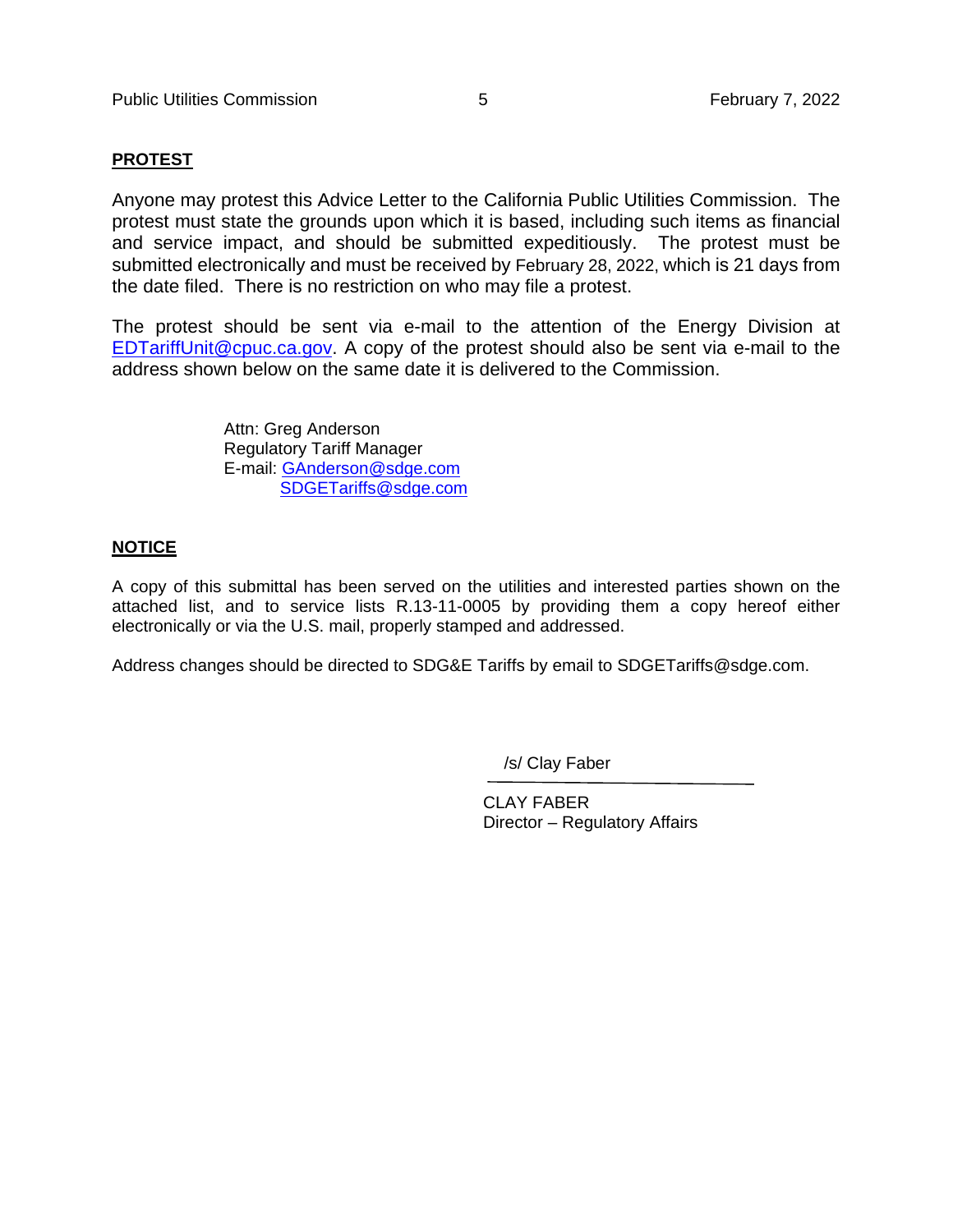**PROTEST**

Anyone may protest this Advice Letter to the California Public Utilities Commission. The protest must state the grounds upon which it is based, including such items as financial and service impact, and should be submitted expeditiously. The protest must be submitted electronically and must be received by February 28, 2022, which is 21 days from the date filed. There is no restriction on who may file a protest.

The protest should be sent via e-mail to the attention of the Energy Division at EDTariffUnit@cpuc.ca.gov. A copy of the protest should also be sent via e-mail to the address shown below on the same date it is delivered to the Commission.

Attn: Greg Anderson
Regulatory Tariff Manager
E-mail: GAnderson@sdge.com
SDGETariffs@sdge.com

**NOTICE**

A copy of this submittal has been served on the utilities and interested parties shown on the attached list, and to service lists R.13-11-0005 by providing them a copy hereof either electronically or via the U.S. mail, properly stamped and addressed.

Address changes should be directed to SDG&E Tariffs by email to SDGETariffs@sdge.com.

/s/ Clay Faber

CLAY FABER
Director – Regulatory Affairs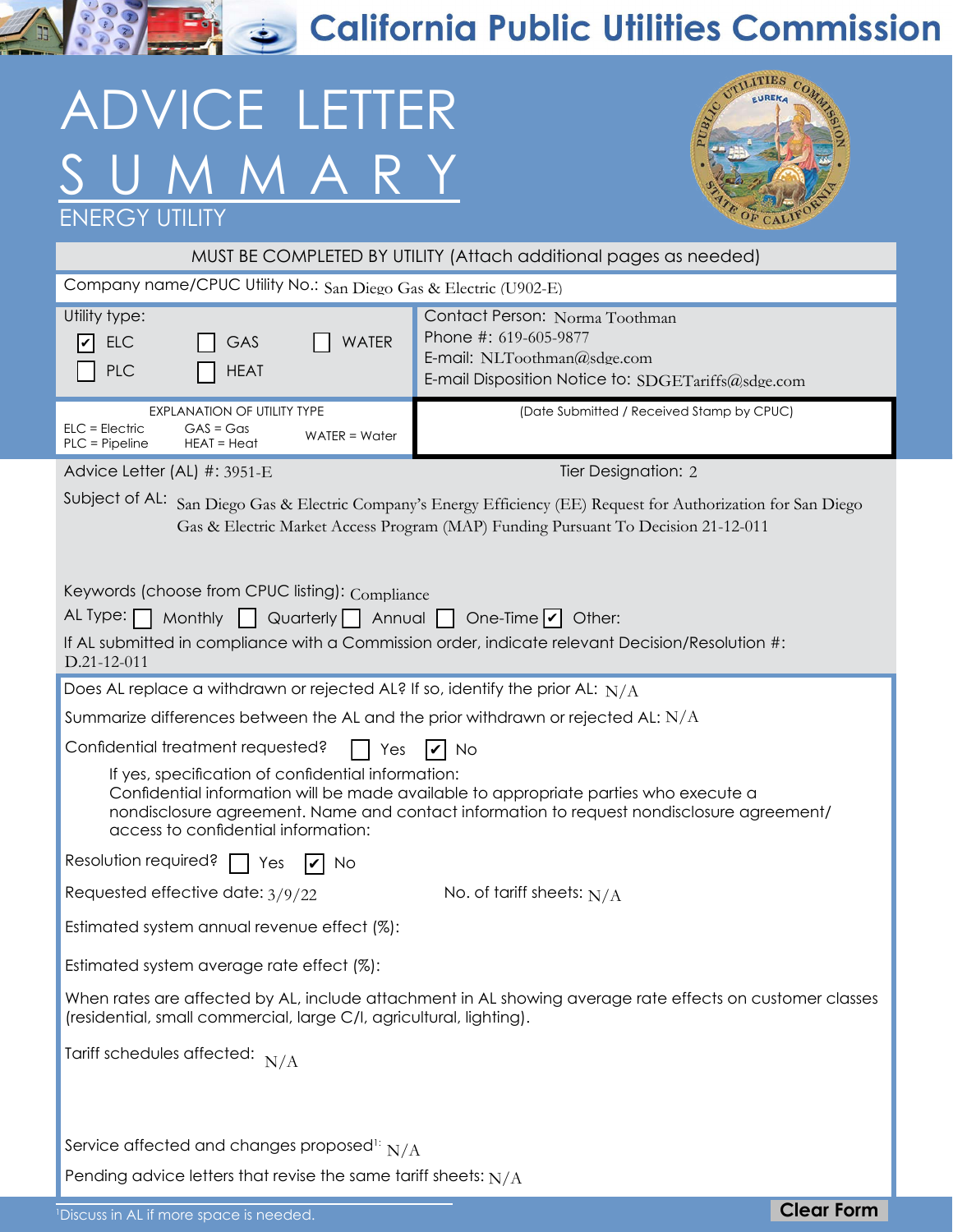# California Public Utilities Commission

# ADVICE LETTER SUMMARY

## ENERGY UTILITY

**MUST BE COMPLETED BY UTILITY (Attach additional pages as needed)**

Company name/CPUC Utility No.: San Diego Gas & Electric (U902-E)

Utility type:
- [x] ELC
- [ ] GAS
- [ ] WATER
- [ ] PLC
- [ ] HEAT

Contact Person: Norma Toothman
Phone #: 619-605-9877
E-mail: NLToothman@sdge.com
E-mail Disposition Notice to: SDGETariffs@sdge.com

| EXPLANATION OF UTILITY TYPE | | |
|---|---|---|
| ELC = Electric | GAS = Gas | WATER = Water |
| PLC = Pipeline | HEAT = Heat | |

(Date Submitted / Received Stamp by CPUC)

Advice Letter (AL) #: 3951-E

Tier Designation: 2

Subject of AL: San Diego Gas & Electric Company's Energy Efficiency (EE) Request for Authorization for San Diego Gas & Electric Market Access Program (MAP) Funding Pursuant To Decision 21-12-011

Keywords (choose from CPUC listing): Compliance

AL Type: [ ] Monthly [ ] Quarterly [ ] Annual [ ] One-Time [x] Other:

If AL submitted in compliance with a Commission order, indicate relevant Decision/Resolution #: D.21-12-011

Does AL replace a withdrawn or rejected AL? If so, identify the prior AL: N/A

Summarize differences between the AL and the prior withdrawn or rejected AL: N/A

Confidential treatment requested? [ ] Yes [x] No

If yes, specification of confidential information:
Confidential information will be made available to appropriate parties who execute a nondisclosure agreement. Name and contact information to request nondisclosure agreement/ access to confidential information:

Resolution required? [ ] Yes [x] No

Requested effective date: 3/9/22

No. of tariff sheets: N/A

Estimated system annual revenue effect (%):

Estimated system average rate effect (%):

When rates are affected by AL, include attachment in AL showing average rate effects on customer classes (residential, small commercial, large C/I, agricultural, lighting).

Tariff schedules affected: N/A

Service affected and changes proposed[1]: N/A

Pending advice letters that revise the same tariff sheets: N/A

[1]Discuss in AL if more space is needed.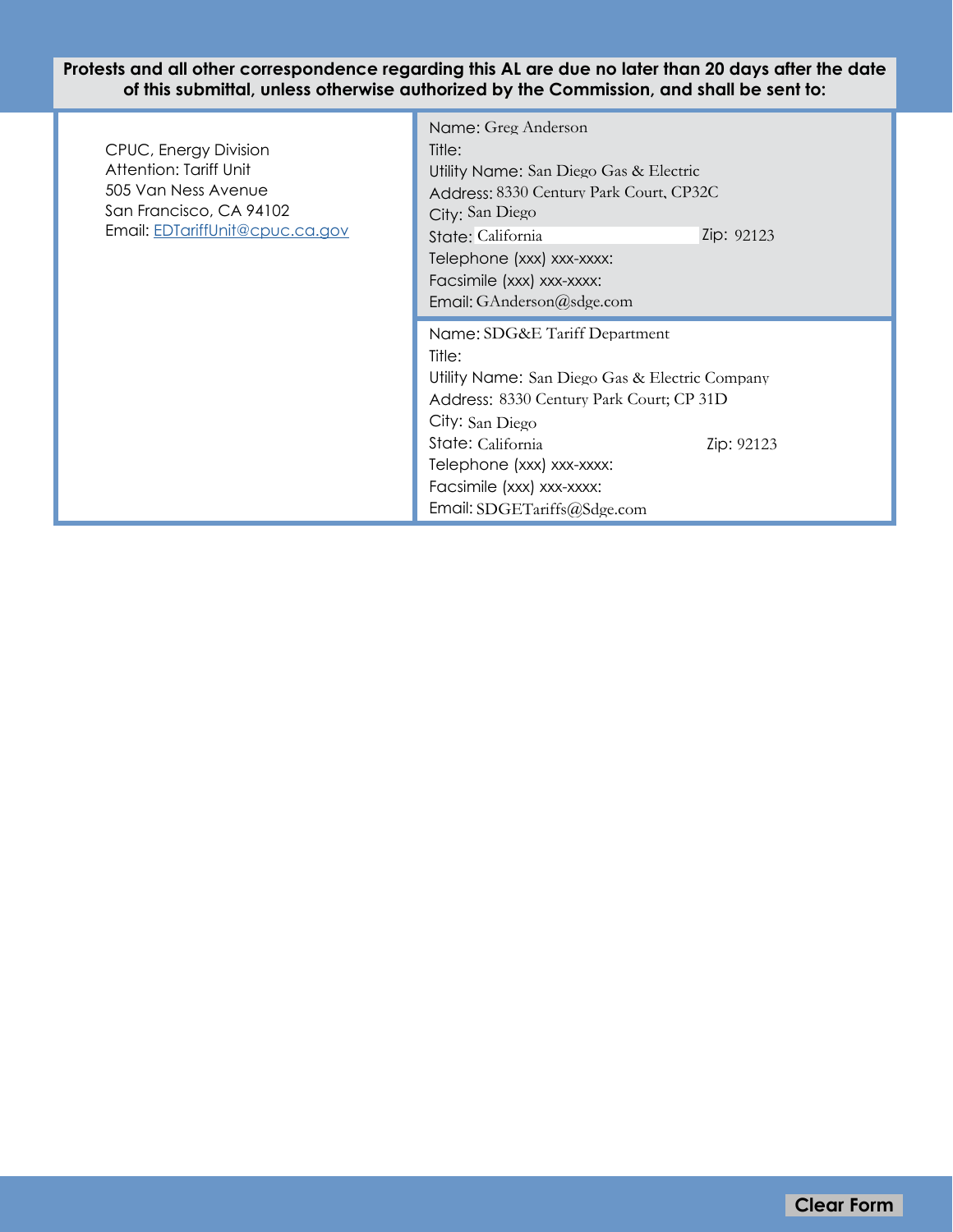**Protests and all other correspondence regarding this AL are due no later than 20 days after the date of this submittal, unless otherwise authorized by the Commission, and shall be sent to:**

| | |
|---|---|
| CPUC, Energy Division<br>Attention: Tariff Unit<br>505 Van Ness Avenue<br>San Francisco, CA 94102<br>Email: EDTariffUnit@cpuc.ca.gov | Name: Greg Anderson<br>Title:<br>Utility Name: San Diego Gas & Electric<br>Address: 8330 Century Park Court, CP32C<br>City: San Diego<br>State: California Zip: 92123<br>Telephone (xxx) xxx-xxxx:<br>Facsimile (xxx) xxx-xxxx:<br>Email: GAnderson@sdge.com |
| | Name: SDG&E Tariff Department<br>Title:<br>Utility Name: San Diego Gas & Electric Company<br>Address: 8330 Century Park Court; CP 31D<br>City: San Diego<br>State: California Zip: 92123<br>Telephone (xxx) xxx-xxxx:<br>Facsimile (xxx) xxx-xxxx:<br>Email: SDGETariffs@Sdge.com |

Clear Form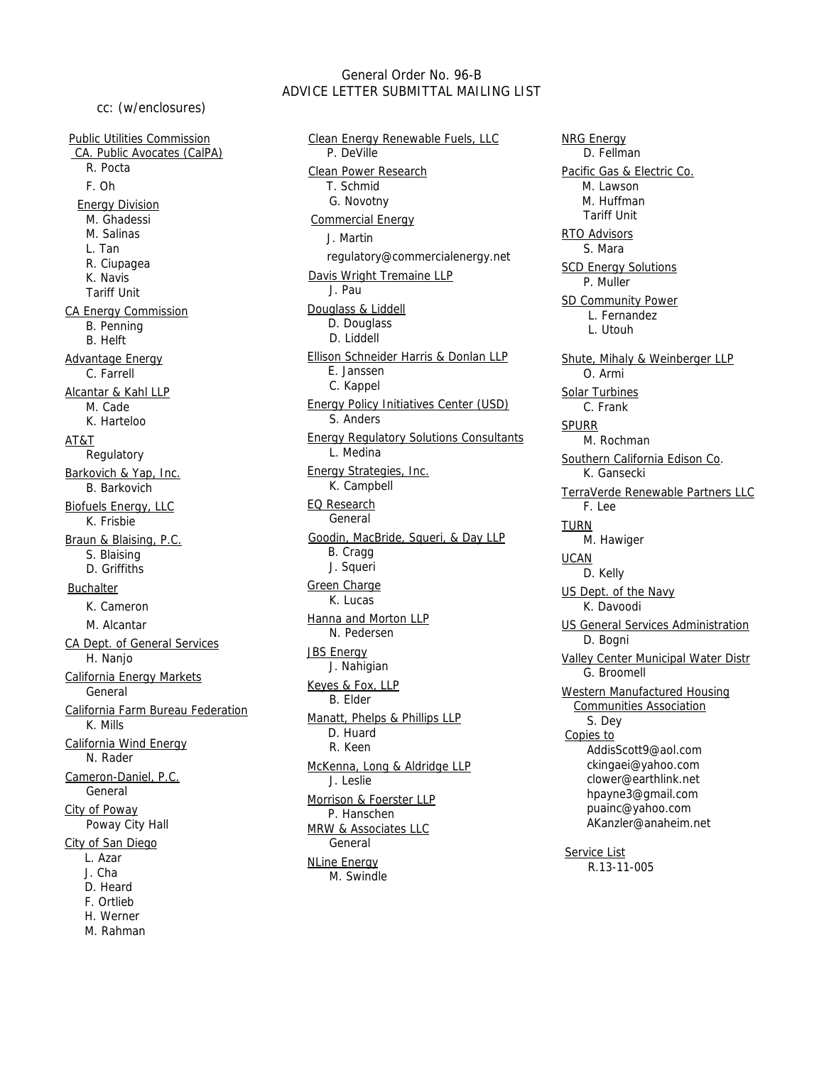General Order No. 96-B
ADVICE LETTER SUBMITTAL MAILING LIST

cc: (w/enclosures)

Public Utilities Commission
CA. Public Avocates (CalPA)
R. Pocta
F. Oh
Energy Division
M. Ghadessi
M. Salinas
L. Tan
R. Ciupagea
K. Navis
Tariff Unit

CA Energy Commission
B. Penning
B. Helft

Advantage Energy
C. Farrell

Alcantar & Kahl LLP
M. Cade
K. Harteloo

AT&T
Regulatory

Barkovich & Yap, Inc.
B. Barkovich

Biofuels Energy, LLC
K. Frisbie

Braun & Blaising, P.C.
S. Blaising
D. Griffiths

Buchalter
K. Cameron
M. Alcantar

CA Dept. of General Services
H. Nanjo

California Energy Markets
General

California Farm Bureau Federation
K. Mills

California Wind Energy
N. Rader

Cameron-Daniel, P.C.
General

City of Poway
Poway City Hall

City of San Diego
L. Azar
J. Cha
D. Heard
F. Ortlieb
H. Werner
M. Rahman

Clean Energy Renewable Fuels, LLC
P. DeVille

Clean Power Research
T. Schmid
G. Novotny

Commercial Energy
J. Martin
regulatory@commercialenergy.net

Davis Wright Tremaine LLP
J. Pau

Douglass & Liddell
D. Douglass
D. Liddell

Ellison Schneider Harris & Donlan LLP
E. Janssen
C. Kappel

Energy Policy Initiatives Center (USD)
S. Anders

Energy Regulatory Solutions Consultants
L. Medina

Energy Strategies, Inc.
K. Campbell

EQ Research
General

Goodin, MacBride, Squeri, & Day LLP
B. Cragg
J. Squeri

Green Charge
K. Lucas

Hanna and Morton LLP
N. Pedersen

JBS Energy
J. Nahigian

Keyes & Fox, LLP
B. Elder

Manatt, Phelps & Phillips LLP
D. Huard
R. Keen

McKenna, Long & Aldridge LLP
J. Leslie

Morrison & Foerster LLP
P. Hanschen

MRW & Associates LLC
General

NLine Energy
M. Swindle

NRG Energy
D. Fellman

Pacific Gas & Electric Co.
M. Lawson
M. Huffman
Tariff Unit

RTO Advisors
S. Mara

SCD Energy Solutions
P. Muller

SD Community Power
L. Fernandez
L. Utouh

Shute, Mihaly & Weinberger LLP
O. Armi

Solar Turbines
C. Frank

SPURR
M. Rochman

Southern California Edison Co.
K. Gansecki

TerraVerde Renewable Partners LLC
F. Lee

TURN
M. Hawiger

UCAN
D. Kelly

US Dept. of the Navy
K. Davoodi

US General Services Administration
D. Bogni

Valley Center Municipal Water Distr
G. Broomell

Western Manufactured Housing Communities Association
S. Dey

Copies to
AddisScott9@aol.com
ckingaei@yahoo.com
clower@earthlink.net
hpayne3@gmail.com
puainc@yahoo.com
AKanzler@anaheim.net

Service List
R.13-11-005